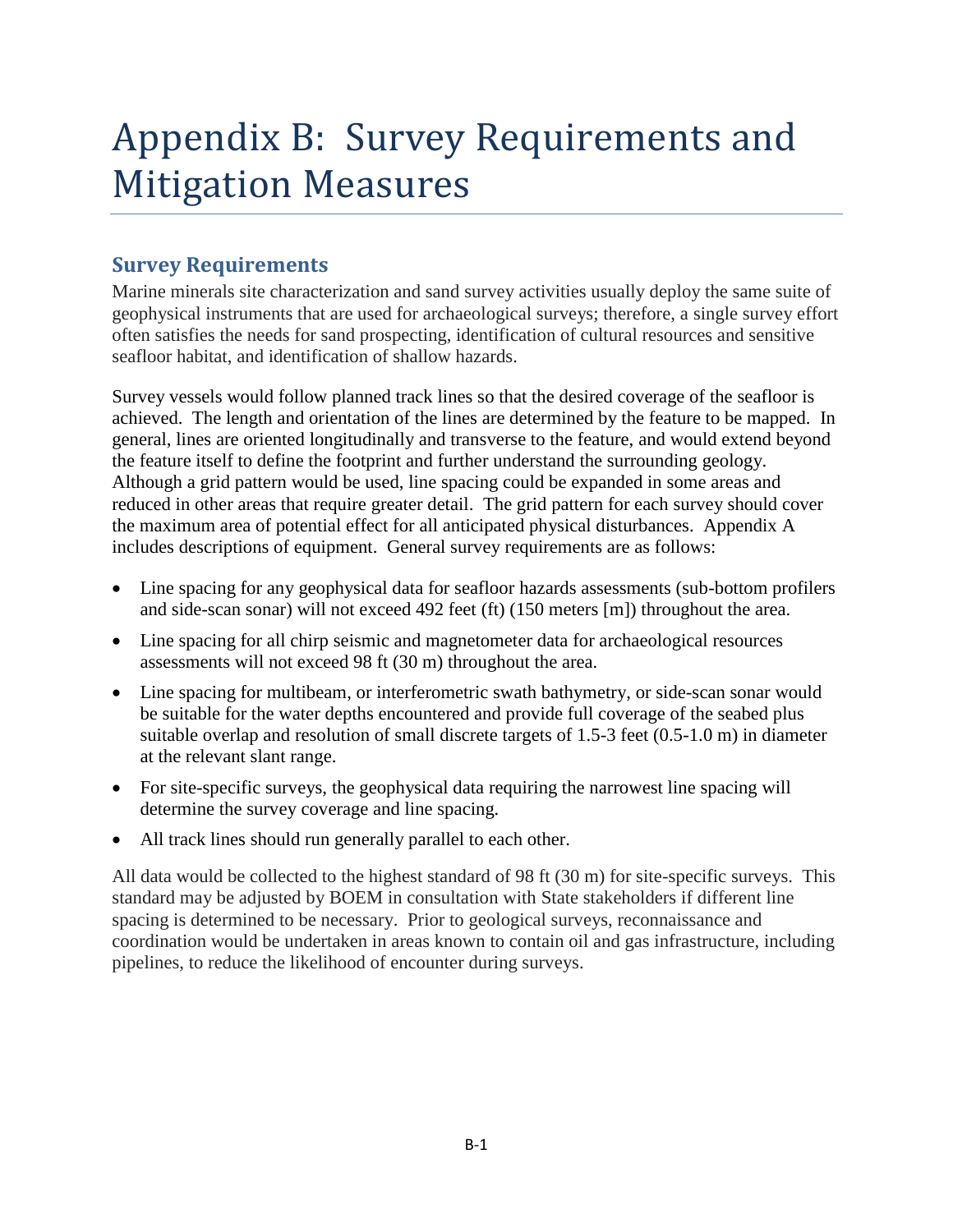# Appendix B: Survey Requirements and Mitigation Measures

## Survey Requirements

Marine minerals site characterization and sand survey activities usually deploy the same suite of geophysical instruments that are used for archaeological surveys; therefore, a single survey effort often satisfies the needs for sand prospecting, identification of cultural resources and sensitive seafloor habitat, and identification of shallow hazards.

Survey vessels would follow planned track lines so that the desired coverage of the seafloor is achieved. The length and orientation of the lines are determined by the feature to be mapped. In general, lines are oriented longitudinally and transverse to the feature, and would extend beyond the feature itself to define the footprint and further understand the surrounding geology. Although a grid pattern would be used, line spacing could be expanded in some areas and reduced in other areas that require greater detail. The grid pattern for each survey should cover the maximum area of potential effect for all anticipated physical disturbances. Appendix A includes descriptions of equipment. General survey requirements are as follows:

- Line spacing for any geophysical data for seafloor hazards assessments (sub-bottom profilers and side-scan sonar) will not exceed 492 feet (ft) (150 meters [m]) throughout the area.
- Line spacing for all chirp seismic and magnetometer data for archaeological resources assessments will not exceed 98 ft (30 m) throughout the area.
- Line spacing for multibeam, or interferometric swath bathymetry, or side-scan sonar would be suitable for the water depths encountered and provide full coverage of the seabed plus suitable overlap and resolution of small discrete targets of 1.5-3 feet (0.5-1.0 m) in diameter at the relevant slant range.
- For site-specific surveys, the geophysical data requiring the narrowest line spacing will determine the survey coverage and line spacing.
- All track lines should run generally parallel to each other.

All data would be collected to the highest standard of 98 ft (30 m) for site-specific surveys. This standard may be adjusted by BOEM in consultation with State stakeholders if different line spacing is determined to be necessary. Prior to geological surveys, reconnaissance and coordination would be undertaken in areas known to contain oil and gas infrastructure, including pipelines, to reduce the likelihood of encounter during surveys.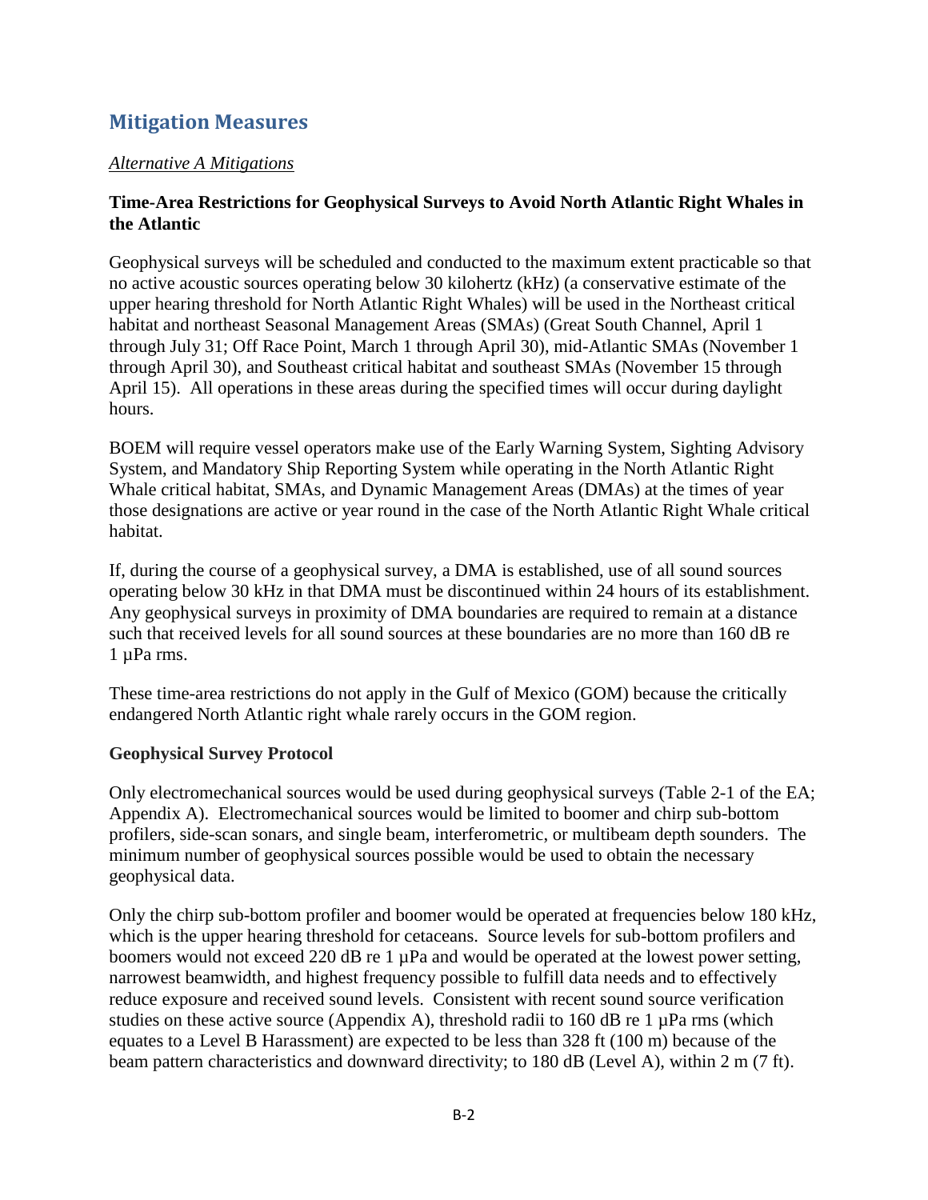## Mitigation Measures

*Alternative A Mitigations*

### Time-Area Restrictions for Geophysical Surveys to Avoid North Atlantic Right Whales in the Atlantic

Geophysical surveys will be scheduled and conducted to the maximum extent practicable so that no active acoustic sources operating below 30 kilohertz (kHz) (a conservative estimate of the upper hearing threshold for North Atlantic Right Whales) will be used in the Northeast critical habitat and northeast Seasonal Management Areas (SMAs) (Great South Channel, April 1 through July 31; Off Race Point, March 1 through April 30), mid-Atlantic SMAs (November 1 through April 30), and Southeast critical habitat and southeast SMAs (November 15 through April 15). All operations in these areas during the specified times will occur during daylight hours.

BOEM will require vessel operators make use of the Early Warning System, Sighting Advisory System, and Mandatory Ship Reporting System while operating in the North Atlantic Right Whale critical habitat, SMAs, and Dynamic Management Areas (DMAs) at the times of year those designations are active or year round in the case of the North Atlantic Right Whale critical habitat.

If, during the course of a geophysical survey, a DMA is established, use of all sound sources operating below 30 kHz in that DMA must be discontinued within 24 hours of its establishment. Any geophysical surveys in proximity of DMA boundaries are required to remain at a distance such that received levels for all sound sources at these boundaries are no more than 160 dB re 1 µPa rms.

These time-area restrictions do not apply in the Gulf of Mexico (GOM) because the critically endangered North Atlantic right whale rarely occurs in the GOM region.

### Geophysical Survey Protocol

Only electromechanical sources would be used during geophysical surveys (Table 2-1 of the EA; Appendix A). Electromechanical sources would be limited to boomer and chirp sub-bottom profilers, side-scan sonars, and single beam, interferometric, or multibeam depth sounders. The minimum number of geophysical sources possible would be used to obtain the necessary geophysical data.

Only the chirp sub-bottom profiler and boomer would be operated at frequencies below 180 kHz, which is the upper hearing threshold for cetaceans. Source levels for sub-bottom profilers and boomers would not exceed 220 dB re 1 µPa and would be operated at the lowest power setting, narrowest beamwidth, and highest frequency possible to fulfill data needs and to effectively reduce exposure and received sound levels. Consistent with recent sound source verification studies on these active source (Appendix A), threshold radii to 160 dB re 1 µPa rms (which equates to a Level B Harassment) are expected to be less than 328 ft (100 m) because of the beam pattern characteristics and downward directivity; to 180 dB (Level A), within 2 m (7 ft).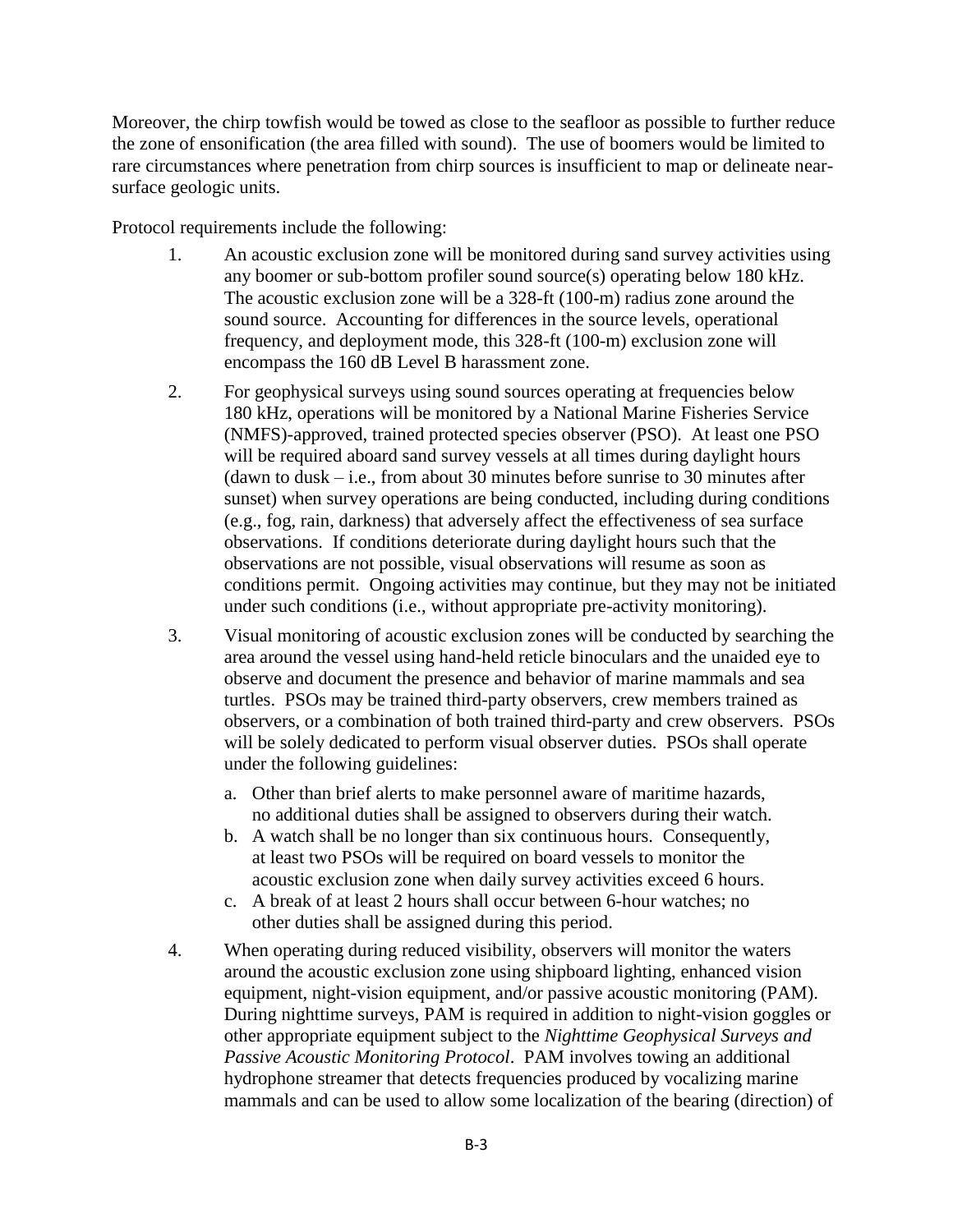Moreover, the chirp towfish would be towed as close to the seafloor as possible to further reduce the zone of ensonification (the area filled with sound). The use of boomers would be limited to rare circumstances where penetration from chirp sources is insufficient to map or delineate near-surface geologic units.

Protocol requirements include the following:

1. An acoustic exclusion zone will be monitored during sand survey activities using any boomer or sub-bottom profiler sound source(s) operating below 180 kHz. The acoustic exclusion zone will be a 328-ft (100-m) radius zone around the sound source. Accounting for differences in the source levels, operational frequency, and deployment mode, this 328-ft (100-m) exclusion zone will encompass the 160 dB Level B harassment zone.
2. For geophysical surveys using sound sources operating at frequencies below 180 kHz, operations will be monitored by a National Marine Fisheries Service (NMFS)-approved, trained protected species observer (PSO). At least one PSO will be required aboard sand survey vessels at all times during daylight hours (dawn to dusk – i.e., from about 30 minutes before sunrise to 30 minutes after sunset) when survey operations are being conducted, including during conditions (e.g., fog, rain, darkness) that adversely affect the effectiveness of sea surface observations. If conditions deteriorate during daylight hours such that the observations are not possible, visual observations will resume as soon as conditions permit. Ongoing activities may continue, but they may not be initiated under such conditions (i.e., without appropriate pre-activity monitoring).
3. Visual monitoring of acoustic exclusion zones will be conducted by searching the area around the vessel using hand-held reticle binoculars and the unaided eye to observe and document the presence and behavior of marine mammals and sea turtles. PSOs may be trained third-party observers, crew members trained as observers, or a combination of both trained third-party and crew observers. PSOs will be solely dedicated to perform visual observer duties. PSOs shall operate under the following guidelines:
   a. Other than brief alerts to make personnel aware of maritime hazards, no additional duties shall be assigned to observers during their watch.
   b. A watch shall be no longer than six continuous hours. Consequently, at least two PSOs will be required on board vessels to monitor the acoustic exclusion zone when daily survey activities exceed 6 hours.
   c. A break of at least 2 hours shall occur between 6-hour watches; no other duties shall be assigned during this period.
4. When operating during reduced visibility, observers will monitor the waters around the acoustic exclusion zone using shipboard lighting, enhanced vision equipment, night-vision equipment, and/or passive acoustic monitoring (PAM). During nighttime surveys, PAM is required in addition to night-vision goggles or other appropriate equipment subject to the *Nighttime Geophysical Surveys and Passive Acoustic Monitoring Protocol*. PAM involves towing an additional hydrophone streamer that detects frequencies produced by vocalizing marine mammals and can be used to allow some localization of the bearing (direction) of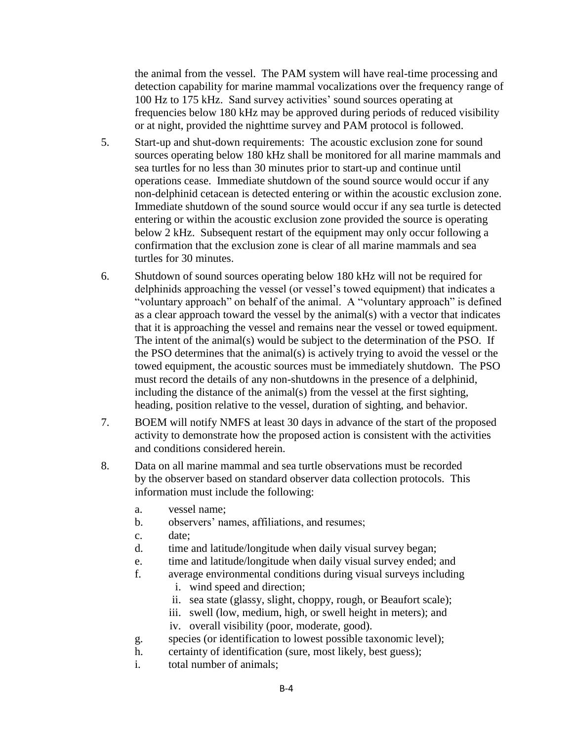the animal from the vessel. The PAM system will have real-time processing and detection capability for marine mammal vocalizations over the frequency range of 100 Hz to 175 kHz. Sand survey activities' sound sources operating at frequencies below 180 kHz may be approved during periods of reduced visibility or at night, provided the nighttime survey and PAM protocol is followed.

5. Start-up and shut-down requirements: The acoustic exclusion zone for sound sources operating below 180 kHz shall be monitored for all marine mammals and sea turtles for no less than 30 minutes prior to start-up and continue until operations cease. Immediate shutdown of the sound source would occur if any non-delphinid cetacean is detected entering or within the acoustic exclusion zone. Immediate shutdown of the sound source would occur if any sea turtle is detected entering or within the acoustic exclusion zone provided the source is operating below 2 kHz. Subsequent restart of the equipment may only occur following a confirmation that the exclusion zone is clear of all marine mammals and sea turtles for 30 minutes.

6. Shutdown of sound sources operating below 180 kHz will not be required for delphinids approaching the vessel (or vessel's towed equipment) that indicates a "voluntary approach" on behalf of the animal. A "voluntary approach" is defined as a clear approach toward the vessel by the animal(s) with a vector that indicates that it is approaching the vessel and remains near the vessel or towed equipment. The intent of the animal(s) would be subject to the determination of the PSO. If the PSO determines that the animal(s) is actively trying to avoid the vessel or the towed equipment, the acoustic sources must be immediately shutdown. The PSO must record the details of any non-shutdowns in the presence of a delphinid, including the distance of the animal(s) from the vessel at the first sighting, heading, position relative to the vessel, duration of sighting, and behavior.

7. BOEM will notify NMFS at least 30 days in advance of the start of the proposed activity to demonstrate how the proposed action is consistent with the activities and conditions considered herein.

8. Data on all marine mammal and sea turtle observations must be recorded by the observer based on standard observer data collection protocols. This information must include the following:

   a. vessel name;
   b. observers' names, affiliations, and resumes;
   c. date;
   d. time and latitude/longitude when daily visual survey began;
   e. time and latitude/longitude when daily visual survey ended; and
   f. average environmental conditions during visual surveys including
      i. wind speed and direction;
      ii. sea state (glassy, slight, choppy, rough, or Beaufort scale);
      iii. swell (low, medium, high, or swell height in meters); and
      iv. overall visibility (poor, moderate, good).
   g. species (or identification to lowest possible taxonomic level);
   h. certainty of identification (sure, most likely, best guess);
   i. total number of animals;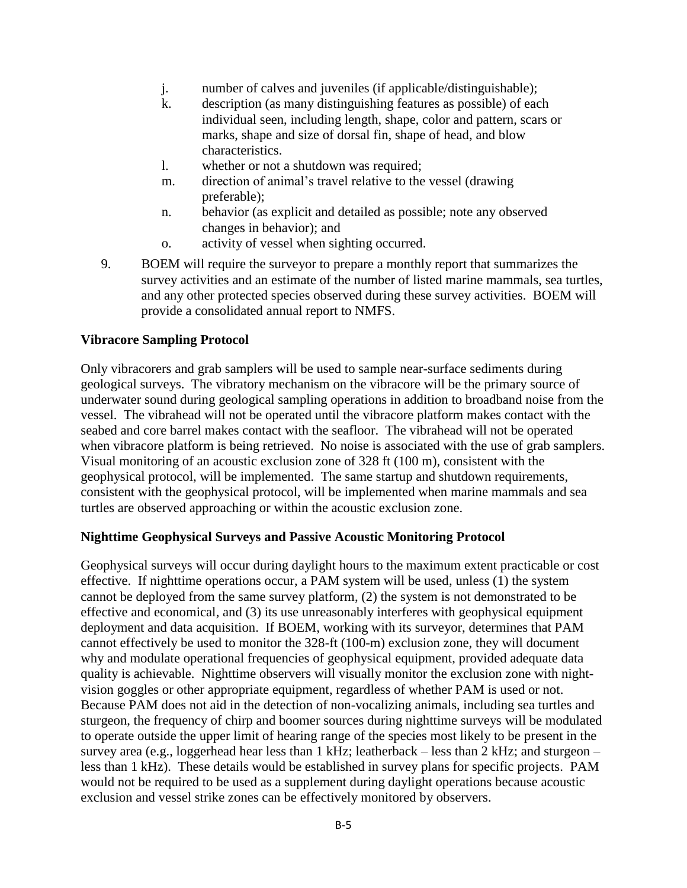j. number of calves and juveniles (if applicable/distinguishable);
k. description (as many distinguishing features as possible) of each individual seen, including length, shape, color and pattern, scars or marks, shape and size of dorsal fin, shape of head, and blow characteristics.
l. whether or not a shutdown was required;
m. direction of animal's travel relative to the vessel (drawing preferable);
n. behavior (as explicit and detailed as possible; note any observed changes in behavior); and
o. activity of vessel when sighting occurred.

9. BOEM will require the surveyor to prepare a monthly report that summarizes the survey activities and an estimate of the number of listed marine mammals, sea turtles, and any other protected species observed during these survey activities. BOEM will provide a consolidated annual report to NMFS.

**Vibracore Sampling Protocol**

Only vibracorers and grab samplers will be used to sample near-surface sediments during geological surveys. The vibratory mechanism on the vibracore will be the primary source of underwater sound during geological sampling operations in addition to broadband noise from the vessel. The vibrahead will not be operated until the vibracore platform makes contact with the seabed and core barrel makes contact with the seafloor. The vibrahead will not be operated when vibracore platform is being retrieved. No noise is associated with the use of grab samplers. Visual monitoring of an acoustic exclusion zone of 328 ft (100 m), consistent with the geophysical protocol, will be implemented. The same startup and shutdown requirements, consistent with the geophysical protocol, will be implemented when marine mammals and sea turtles are observed approaching or within the acoustic exclusion zone.

**Nighttime Geophysical Surveys and Passive Acoustic Monitoring Protocol**

Geophysical surveys will occur during daylight hours to the maximum extent practicable or cost effective. If nighttime operations occur, a PAM system will be used, unless (1) the system cannot be deployed from the same survey platform, (2) the system is not demonstrated to be effective and economical, and (3) its use unreasonably interferes with geophysical equipment deployment and data acquisition. If BOEM, working with its surveyor, determines that PAM cannot effectively be used to monitor the 328-ft (100-m) exclusion zone, they will document why and modulate operational frequencies of geophysical equipment, provided adequate data quality is achievable. Nighttime observers will visually monitor the exclusion zone with night-vision goggles or other appropriate equipment, regardless of whether PAM is used or not. Because PAM does not aid in the detection of non-vocalizing animals, including sea turtles and sturgeon, the frequency of chirp and boomer sources during nighttime surveys will be modulated to operate outside the upper limit of hearing range of the species most likely to be present in the survey area (e.g., loggerhead hear less than 1 kHz; leatherback – less than 2 kHz; and sturgeon – less than 1 kHz). These details would be established in survey plans for specific projects. PAM would not be required to be used as a supplement during daylight operations because acoustic exclusion and vessel strike zones can be effectively monitored by observers.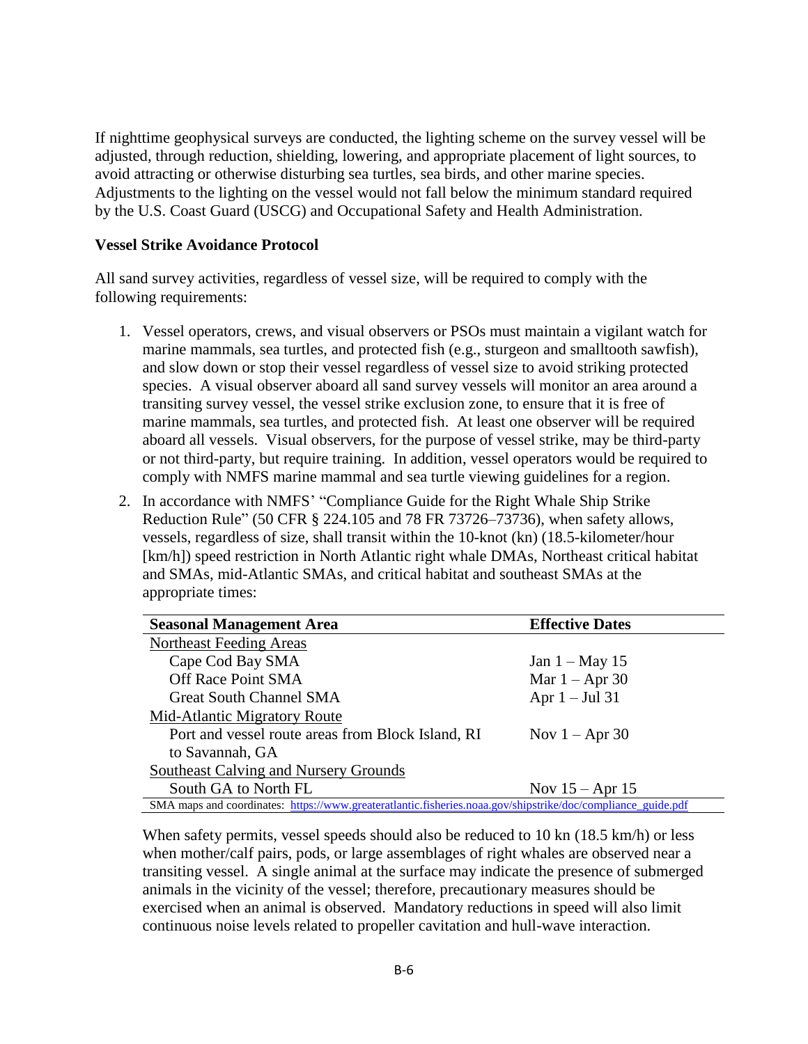If nighttime geophysical surveys are conducted, the lighting scheme on the survey vessel will be adjusted, through reduction, shielding, lowering, and appropriate placement of light sources, to avoid attracting or otherwise disturbing sea turtles, sea birds, and other marine species. Adjustments to the lighting on the vessel would not fall below the minimum standard required by the U.S. Coast Guard (USCG) and Occupational Safety and Health Administration.

**Vessel Strike Avoidance Protocol**

All sand survey activities, regardless of vessel size, will be required to comply with the following requirements:

1. Vessel operators, crews, and visual observers or PSOs must maintain a vigilant watch for marine mammals, sea turtles, and protected fish (e.g., sturgeon and smalltooth sawfish), and slow down or stop their vessel regardless of vessel size to avoid striking protected species. A visual observer aboard all sand survey vessels will monitor an area around a transiting survey vessel, the vessel strike exclusion zone, to ensure that it is free of marine mammals, sea turtles, and protected fish. At least one observer will be required aboard all vessels. Visual observers, for the purpose of vessel strike, may be third-party or not third-party, but require training. In addition, vessel operators would be required to comply with NMFS marine mammal and sea turtle viewing guidelines for a region.

2. In accordance with NMFS' "Compliance Guide for the Right Whale Ship Strike Reduction Rule" (50 CFR § 224.105 and 78 FR 73726–73736), when safety allows, vessels, regardless of size, shall transit within the 10-knot (kn) (18.5-kilometer/hour [km/h]) speed restriction in North Atlantic right whale DMAs, Northeast critical habitat and SMAs, mid-Atlantic SMAs, and critical habitat and southeast SMAs at the appropriate times:

| Seasonal Management Area | Effective Dates |
|---|---|
| Northeast Feeding Areas | |
| Cape Cod Bay SMA | Jan 1 – May 15 |
| Off Race Point SMA | Mar 1 – Apr 30 |
| Great South Channel SMA | Apr 1 – Jul 31 |
| Mid-Atlantic Migratory Route | |
| Port and vessel route areas from Block Island, RI to Savannah, GA | Nov 1 – Apr 30 |
| Southeast Calving and Nursery Grounds | |
| South GA to North FL | Nov 15 – Apr 15 |

SMA maps and coordinates: https://www.greateratlantic.fisheries.noaa.gov/shipstrike/doc/compliance_guide.pdf

When safety permits, vessel speeds should also be reduced to 10 kn (18.5 km/h) or less when mother/calf pairs, pods, or large assemblages of right whales are observed near a transiting vessel. A single animal at the surface may indicate the presence of submerged animals in the vicinity of the vessel; therefore, precautionary measures should be exercised when an animal is observed. Mandatory reductions in speed will also limit continuous noise levels related to propeller cavitation and hull-wave interaction.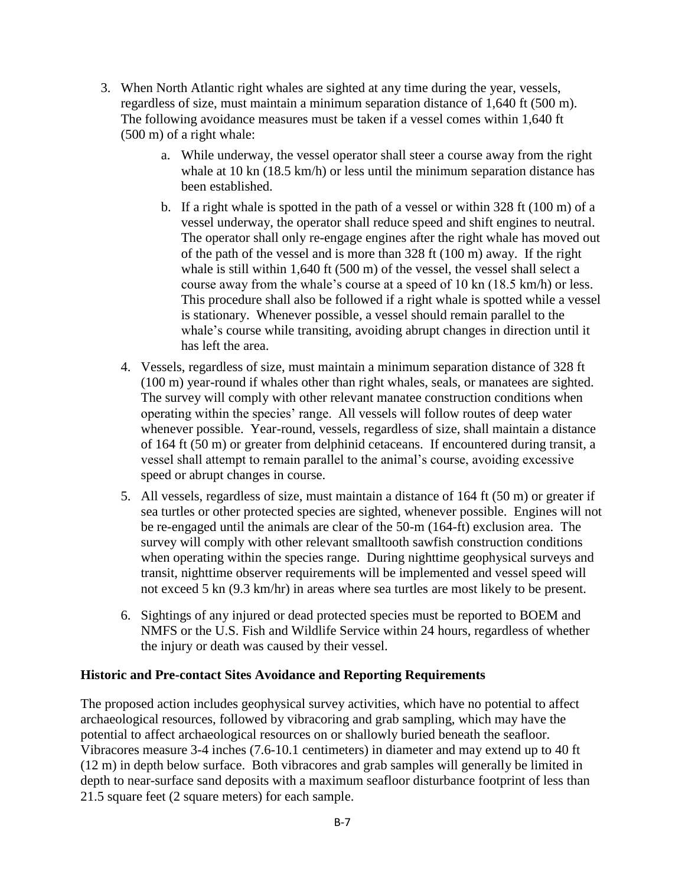3. When North Atlantic right whales are sighted at any time during the year, vessels, regardless of size, must maintain a minimum separation distance of 1,640 ft (500 m). The following avoidance measures must be taken if a vessel comes within 1,640 ft (500 m) of a right whale:
    a. While underway, the vessel operator shall steer a course away from the right whale at 10 kn (18.5 km/h) or less until the minimum separation distance has been established.
    b. If a right whale is spotted in the path of a vessel or within 328 ft (100 m) of a vessel underway, the operator shall reduce speed and shift engines to neutral. The operator shall only re-engage engines after the right whale has moved out of the path of the vessel and is more than 328 ft (100 m) away. If the right whale is still within 1,640 ft (500 m) of the vessel, the vessel shall select a course away from the whale's course at a speed of 10 kn (18.5 km/h) or less. This procedure shall also be followed if a right whale is spotted while a vessel is stationary. Whenever possible, a vessel should remain parallel to the whale's course while transiting, avoiding abrupt changes in direction until it has left the area.
4. Vessels, regardless of size, must maintain a minimum separation distance of 328 ft (100 m) year-round if whales other than right whales, seals, or manatees are sighted. The survey will comply with other relevant manatee construction conditions when operating within the species' range. All vessels will follow routes of deep water whenever possible. Year-round, vessels, regardless of size, shall maintain a distance of 164 ft (50 m) or greater from delphinid cetaceans. If encountered during transit, a vessel shall attempt to remain parallel to the animal's course, avoiding excessive speed or abrupt changes in course.
5. All vessels, regardless of size, must maintain a distance of 164 ft (50 m) or greater if sea turtles or other protected species are sighted, whenever possible. Engines will not be re-engaged until the animals are clear of the 50-m (164-ft) exclusion area. The survey will comply with other relevant smalltooth sawfish construction conditions when operating within the species range. During nighttime geophysical surveys and transit, nighttime observer requirements will be implemented and vessel speed will not exceed 5 kn (9.3 km/hr) in areas where sea turtles are most likely to be present.
6. Sightings of any injured or dead protected species must be reported to BOEM and NMFS or the U.S. Fish and Wildlife Service within 24 hours, regardless of whether the injury or death was caused by their vessel.

**Historic and Pre-contact Sites Avoidance and Reporting Requirements**

The proposed action includes geophysical survey activities, which have no potential to affect archaeological resources, followed by vibracoring and grab sampling, which may have the potential to affect archaeological resources on or shallowly buried beneath the seafloor. Vibracores measure 3-4 inches (7.6-10.1 centimeters) in diameter and may extend up to 40 ft (12 m) in depth below surface. Both vibracores and grab samples will generally be limited in depth to near-surface sand deposits with a maximum seafloor disturbance footprint of less than 21.5 square feet (2 square meters) for each sample.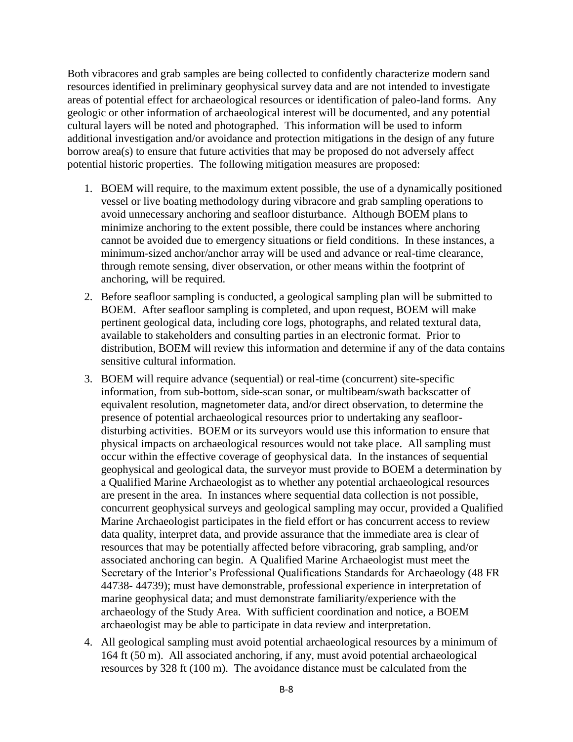Both vibracores and grab samples are being collected to confidently characterize modern sand resources identified in preliminary geophysical survey data and are not intended to investigate areas of potential effect for archaeological resources or identification of paleo-land forms. Any geologic or other information of archaeological interest will be documented, and any potential cultural layers will be noted and photographed. This information will be used to inform additional investigation and/or avoidance and protection mitigations in the design of any future borrow area(s) to ensure that future activities that may be proposed do not adversely affect potential historic properties. The following mitigation measures are proposed:

1. BOEM will require, to the maximum extent possible, the use of a dynamically positioned vessel or live boating methodology during vibracore and grab sampling operations to avoid unnecessary anchoring and seafloor disturbance. Although BOEM plans to minimize anchoring to the extent possible, there could be instances where anchoring cannot be avoided due to emergency situations or field conditions. In these instances, a minimum-sized anchor/anchor array will be used and advance or real-time clearance, through remote sensing, diver observation, or other means within the footprint of anchoring, will be required.
2. Before seafloor sampling is conducted, a geological sampling plan will be submitted to BOEM. After seafloor sampling is completed, and upon request, BOEM will make pertinent geological data, including core logs, photographs, and related textural data, available to stakeholders and consulting parties in an electronic format. Prior to distribution, BOEM will review this information and determine if any of the data contains sensitive cultural information.
3. BOEM will require advance (sequential) or real-time (concurrent) site-specific information, from sub-bottom, side-scan sonar, or multibeam/swath backscatter of equivalent resolution, magnetometer data, and/or direct observation, to determine the presence of potential archaeological resources prior to undertaking any seafloor-disturbing activities. BOEM or its surveyors would use this information to ensure that physical impacts on archaeological resources would not take place. All sampling must occur within the effective coverage of geophysical data. In the instances of sequential geophysical and geological data, the surveyor must provide to BOEM a determination by a Qualified Marine Archaeologist as to whether any potential archaeological resources are present in the area. In instances where sequential data collection is not possible, concurrent geophysical surveys and geological sampling may occur, provided a Qualified Marine Archaeologist participates in the field effort or has concurrent access to review data quality, interpret data, and provide assurance that the immediate area is clear of resources that may be potentially affected before vibracoring, grab sampling, and/or associated anchoring can begin. A Qualified Marine Archaeologist must meet the Secretary of the Interior's Professional Qualifications Standards for Archaeology (48 FR 44738- 44739); must have demonstrable, professional experience in interpretation of marine geophysical data; and must demonstrate familiarity/experience with the archaeology of the Study Area. With sufficient coordination and notice, a BOEM archaeologist may be able to participate in data review and interpretation.
4. All geological sampling must avoid potential archaeological resources by a minimum of 164 ft (50 m). All associated anchoring, if any, must avoid potential archaeological resources by 328 ft (100 m). The avoidance distance must be calculated from the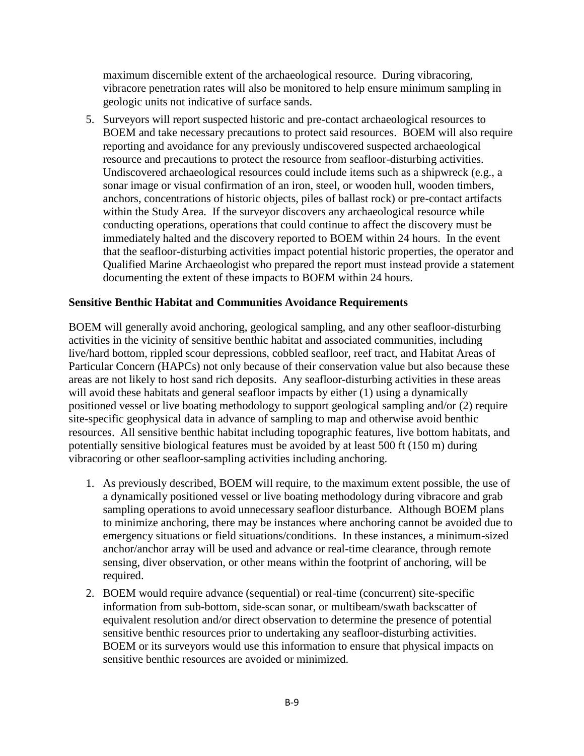maximum discernible extent of the archaeological resource. During vibracoring, vibracore penetration rates will also be monitored to help ensure minimum sampling in geologic units not indicative of surface sands.

5. Surveyors will report suspected historic and pre-contact archaeological resources to BOEM and take necessary precautions to protect said resources. BOEM will also require reporting and avoidance for any previously undiscovered suspected archaeological resource and precautions to protect the resource from seafloor-disturbing activities. Undiscovered archaeological resources could include items such as a shipwreck (e.g., a sonar image or visual confirmation of an iron, steel, or wooden hull, wooden timbers, anchors, concentrations of historic objects, piles of ballast rock) or pre-contact artifacts within the Study Area. If the surveyor discovers any archaeological resource while conducting operations, operations that could continue to affect the discovery must be immediately halted and the discovery reported to BOEM within 24 hours. In the event that the seafloor-disturbing activities impact potential historic properties, the operator and Qualified Marine Archaeologist who prepared the report must instead provide a statement documenting the extent of these impacts to BOEM within 24 hours.

**Sensitive Benthic Habitat and Communities Avoidance Requirements**

BOEM will generally avoid anchoring, geological sampling, and any other seafloor-disturbing activities in the vicinity of sensitive benthic habitat and associated communities, including live/hard bottom, rippled scour depressions, cobbled seafloor, reef tract, and Habitat Areas of Particular Concern (HAPCs) not only because of their conservation value but also because these areas are not likely to host sand rich deposits. Any seafloor-disturbing activities in these areas will avoid these habitats and general seafloor impacts by either (1) using a dynamically positioned vessel or live boating methodology to support geological sampling and/or (2) require site-specific geophysical data in advance of sampling to map and otherwise avoid benthic resources. All sensitive benthic habitat including topographic features, live bottom habitats, and potentially sensitive biological features must be avoided by at least 500 ft (150 m) during vibracoring or other seafloor-sampling activities including anchoring.

1. As previously described, BOEM will require, to the maximum extent possible, the use of a dynamically positioned vessel or live boating methodology during vibracore and grab sampling operations to avoid unnecessary seafloor disturbance. Although BOEM plans to minimize anchoring, there may be instances where anchoring cannot be avoided due to emergency situations or field situations/conditions. In these instances, a minimum-sized anchor/anchor array will be used and advance or real-time clearance, through remote sensing, diver observation, or other means within the footprint of anchoring, will be required.
2. BOEM would require advance (sequential) or real-time (concurrent) site-specific information from sub-bottom, side-scan sonar, or multibeam/swath backscatter of equivalent resolution and/or direct observation to determine the presence of potential sensitive benthic resources prior to undertaking any seafloor-disturbing activities. BOEM or its surveyors would use this information to ensure that physical impacts on sensitive benthic resources are avoided or minimized.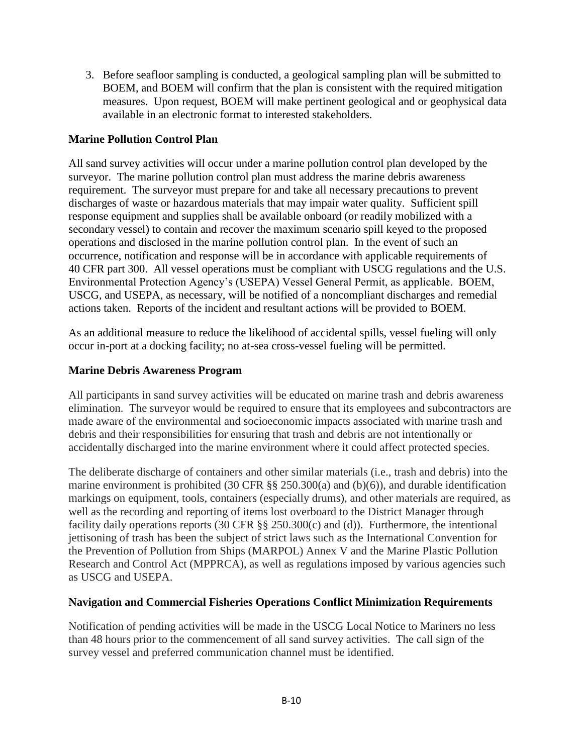3. Before seafloor sampling is conducted, a geological sampling plan will be submitted to BOEM, and BOEM will confirm that the plan is consistent with the required mitigation measures. Upon request, BOEM will make pertinent geological and or geophysical data available in an electronic format to interested stakeholders.

**Marine Pollution Control Plan**

All sand survey activities will occur under a marine pollution control plan developed by the surveyor. The marine pollution control plan must address the marine debris awareness requirement. The surveyor must prepare for and take all necessary precautions to prevent discharges of waste or hazardous materials that may impair water quality. Sufficient spill response equipment and supplies shall be available onboard (or readily mobilized with a secondary vessel) to contain and recover the maximum scenario spill keyed to the proposed operations and disclosed in the marine pollution control plan. In the event of such an occurrence, notification and response will be in accordance with applicable requirements of 40 CFR part 300. All vessel operations must be compliant with USCG regulations and the U.S. Environmental Protection Agency's (USEPA) Vessel General Permit, as applicable. BOEM, USCG, and USEPA, as necessary, will be notified of a noncompliant discharges and remedial actions taken. Reports of the incident and resultant actions will be provided to BOEM.

As an additional measure to reduce the likelihood of accidental spills, vessel fueling will only occur in-port at a docking facility; no at-sea cross-vessel fueling will be permitted.

**Marine Debris Awareness Program**

All participants in sand survey activities will be educated on marine trash and debris awareness elimination. The surveyor would be required to ensure that its employees and subcontractors are made aware of the environmental and socioeconomic impacts associated with marine trash and debris and their responsibilities for ensuring that trash and debris are not intentionally or accidentally discharged into the marine environment where it could affect protected species.

The deliberate discharge of containers and other similar materials (i.e., trash and debris) into the marine environment is prohibited (30 CFR §§ 250.300(a) and (b)(6)), and durable identification markings on equipment, tools, containers (especially drums), and other materials are required, as well as the recording and reporting of items lost overboard to the District Manager through facility daily operations reports (30 CFR §§ 250.300(c) and (d)). Furthermore, the intentional jettisoning of trash has been the subject of strict laws such as the International Convention for the Prevention of Pollution from Ships (MARPOL) Annex V and the Marine Plastic Pollution Research and Control Act (MPPRCA), as well as regulations imposed by various agencies such as USCG and USEPA.

**Navigation and Commercial Fisheries Operations Conflict Minimization Requirements**

Notification of pending activities will be made in the USCG Local Notice to Mariners no less than 48 hours prior to the commencement of all sand survey activities. The call sign of the survey vessel and preferred communication channel must be identified.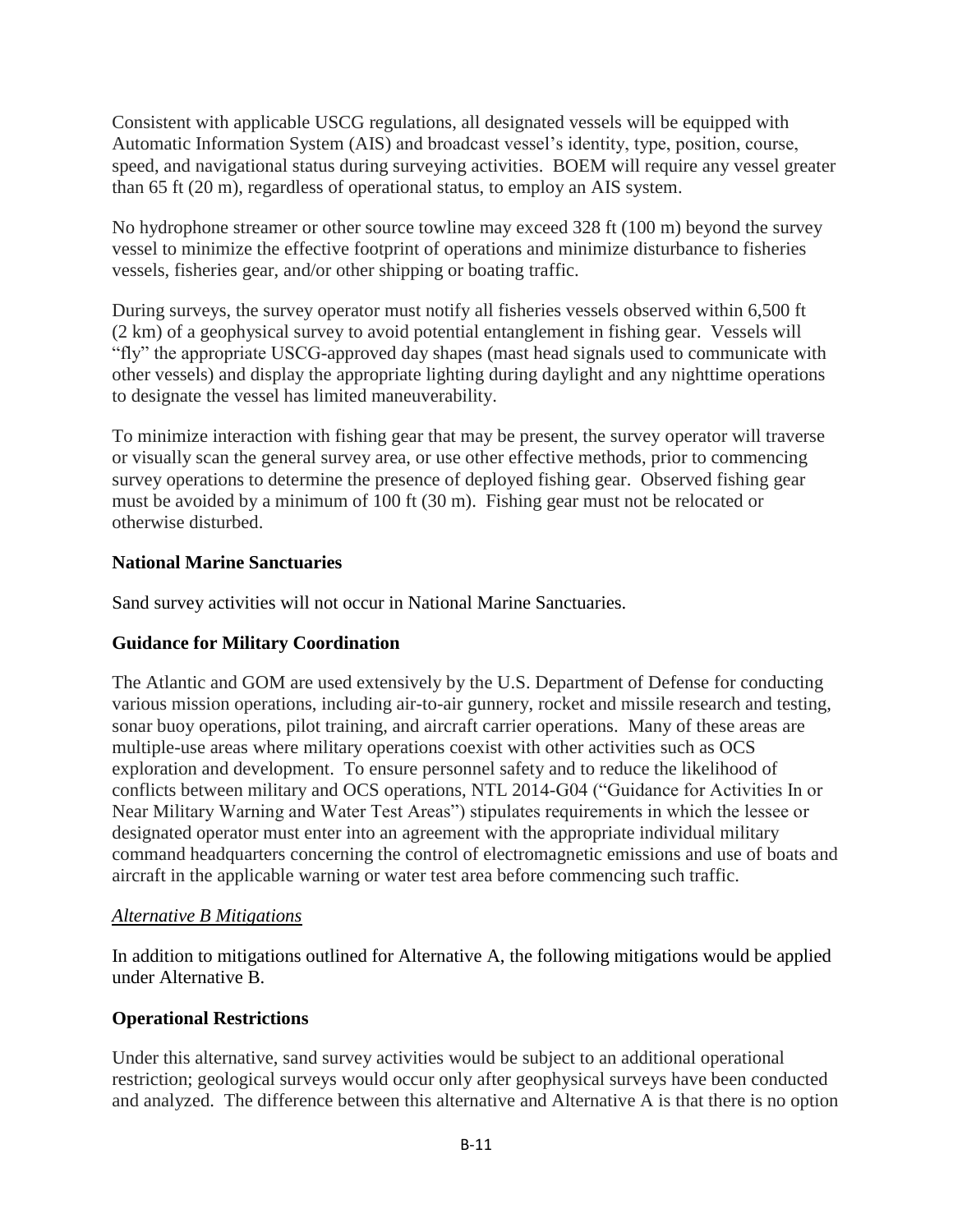Consistent with applicable USCG regulations, all designated vessels will be equipped with Automatic Information System (AIS) and broadcast vessel's identity, type, position, course, speed, and navigational status during surveying activities. BOEM will require any vessel greater than 65 ft (20 m), regardless of operational status, to employ an AIS system.

No hydrophone streamer or other source towline may exceed 328 ft (100 m) beyond the survey vessel to minimize the effective footprint of operations and minimize disturbance to fisheries vessels, fisheries gear, and/or other shipping or boating traffic.

During surveys, the survey operator must notify all fisheries vessels observed within 6,500 ft (2 km) of a geophysical survey to avoid potential entanglement in fishing gear. Vessels will "fly" the appropriate USCG-approved day shapes (mast head signals used to communicate with other vessels) and display the appropriate lighting during daylight and any nighttime operations to designate the vessel has limited maneuverability.

To minimize interaction with fishing gear that may be present, the survey operator will traverse or visually scan the general survey area, or use other effective methods, prior to commencing survey operations to determine the presence of deployed fishing gear. Observed fishing gear must be avoided by a minimum of 100 ft (30 m). Fishing gear must not be relocated or otherwise disturbed.

**National Marine Sanctuaries**

Sand survey activities will not occur in National Marine Sanctuaries.

**Guidance for Military Coordination**

The Atlantic and GOM are used extensively by the U.S. Department of Defense for conducting various mission operations, including air-to-air gunnery, rocket and missile research and testing, sonar buoy operations, pilot training, and aircraft carrier operations. Many of these areas are multiple-use areas where military operations coexist with other activities such as OCS exploration and development. To ensure personnel safety and to reduce the likelihood of conflicts between military and OCS operations, NTL 2014-G04 ("Guidance for Activities In or Near Military Warning and Water Test Areas") stipulates requirements in which the lessee or designated operator must enter into an agreement with the appropriate individual military command headquarters concerning the control of electromagnetic emissions and use of boats and aircraft in the applicable warning or water test area before commencing such traffic.

*Alternative B Mitigations*

In addition to mitigations outlined for Alternative A, the following mitigations would be applied under Alternative B.

**Operational Restrictions**

Under this alternative, sand survey activities would be subject to an additional operational restriction; geological surveys would occur only after geophysical surveys have been conducted and analyzed. The difference between this alternative and Alternative A is that there is no option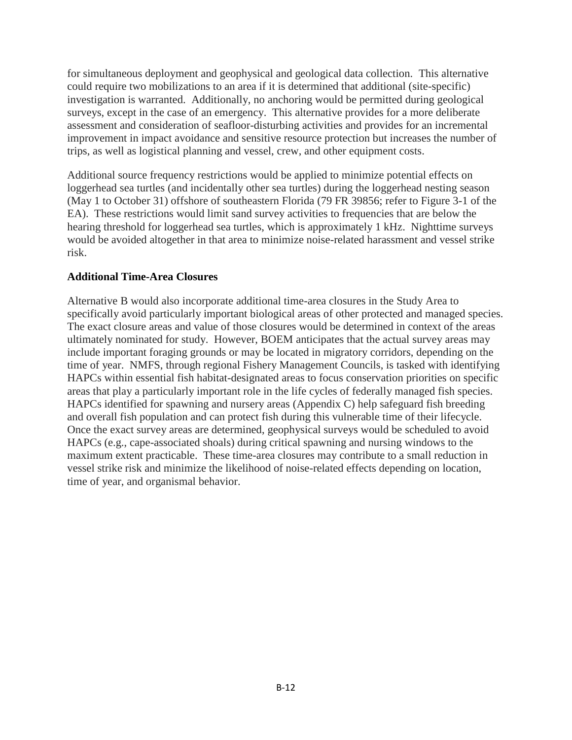for simultaneous deployment and geophysical and geological data collection. This alternative could require two mobilizations to an area if it is determined that additional (site-specific) investigation is warranted. Additionally, no anchoring would be permitted during geological surveys, except in the case of an emergency. This alternative provides for a more deliberate assessment and consideration of seafloor-disturbing activities and provides for an incremental improvement in impact avoidance and sensitive resource protection but increases the number of trips, as well as logistical planning and vessel, crew, and other equipment costs.

Additional source frequency restrictions would be applied to minimize potential effects on loggerhead sea turtles (and incidentally other sea turtles) during the loggerhead nesting season (May 1 to October 31) offshore of southeastern Florida (79 FR 39856; refer to Figure 3-1 of the EA). These restrictions would limit sand survey activities to frequencies that are below the hearing threshold for loggerhead sea turtles, which is approximately 1 kHz. Nighttime surveys would be avoided altogether in that area to minimize noise-related harassment and vessel strike risk.

**Additional Time-Area Closures**

Alternative B would also incorporate additional time-area closures in the Study Area to specifically avoid particularly important biological areas of other protected and managed species. The exact closure areas and value of those closures would be determined in context of the areas ultimately nominated for study. However, BOEM anticipates that the actual survey areas may include important foraging grounds or may be located in migratory corridors, depending on the time of year. NMFS, through regional Fishery Management Councils, is tasked with identifying HAPCs within essential fish habitat-designated areas to focus conservation priorities on specific areas that play a particularly important role in the life cycles of federally managed fish species. HAPCs identified for spawning and nursery areas (Appendix C) help safeguard fish breeding and overall fish population and can protect fish during this vulnerable time of their lifecycle. Once the exact survey areas are determined, geophysical surveys would be scheduled to avoid HAPCs (e.g., cape-associated shoals) during critical spawning and nursing windows to the maximum extent practicable. These time-area closures may contribute to a small reduction in vessel strike risk and minimize the likelihood of noise-related effects depending on location, time of year, and organismal behavior.